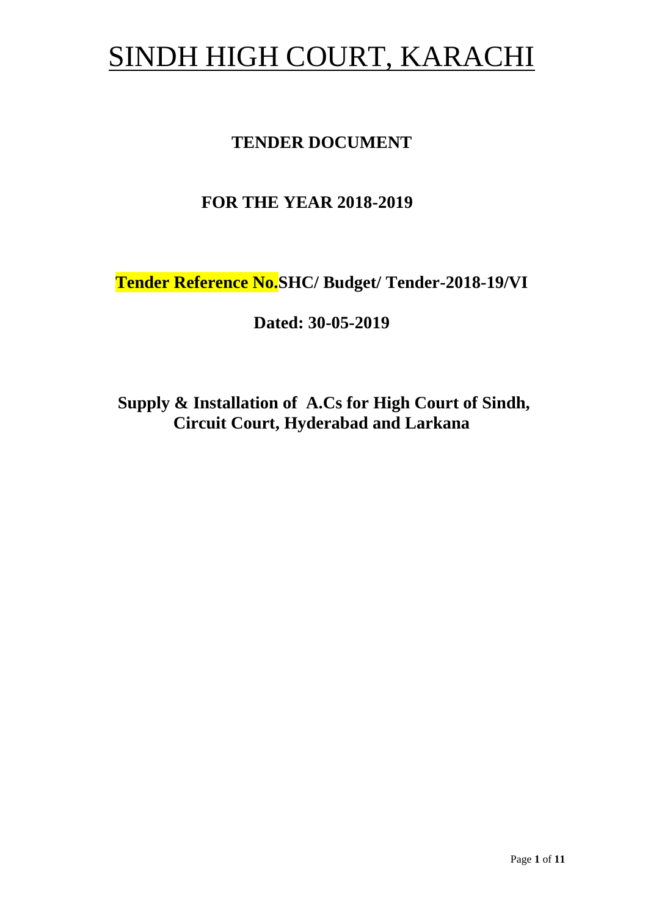# SINDH HIGH COURT, KARACHI

## TENDER DOCUMENT

## FOR THE YEAR 2018-2019

**Tender Reference No.SHC/ Budget/ Tender-2018-19/VI**

**Dated: 30-05-2019**

**Supply & Installation of A.Cs for High Court of Sindh, Circuit Court, Hyderabad and Larkana**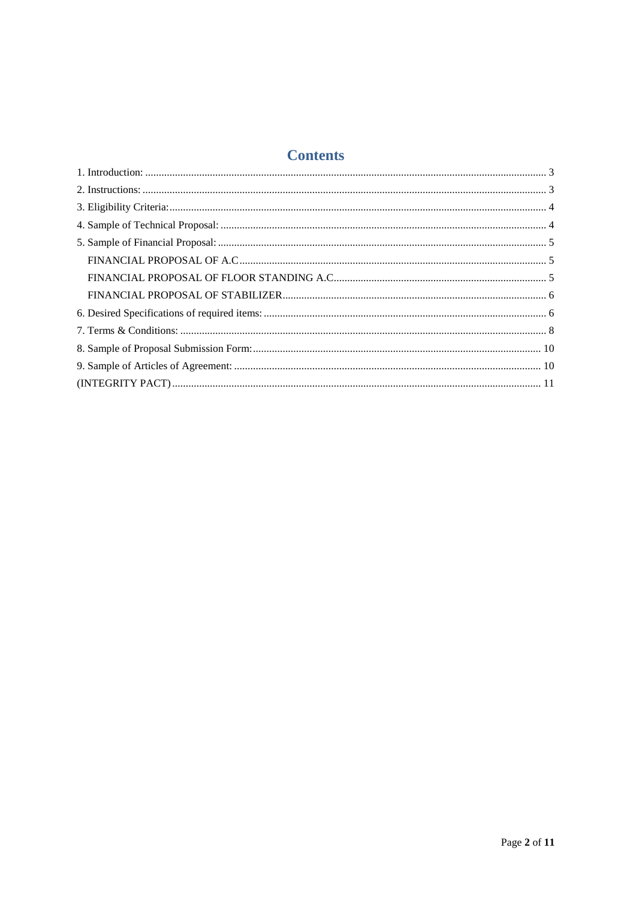# Contents

1. Introduction: ..... 3
2. Instructions: ..... 3
3. Eligibility Criteria: ..... 4
4. Sample of Technical Proposal: ..... 4
5. Sample of Financial Proposal: ..... 5
   - FINANCIAL PROPOSAL OF A.C ..... 5
   - FINANCIAL PROPOSAL OF FLOOR STANDING A.C ..... 5
   - FINANCIAL PROPOSAL OF STABILIZER ..... 6
6. Desired Specifications of required items: ..... 6
7. Terms & Conditions: ..... 8
8. Sample of Proposal Submission Form: ..... 10
9. Sample of Articles of Agreement: ..... 10

(INTEGRITY PACT) ..... 11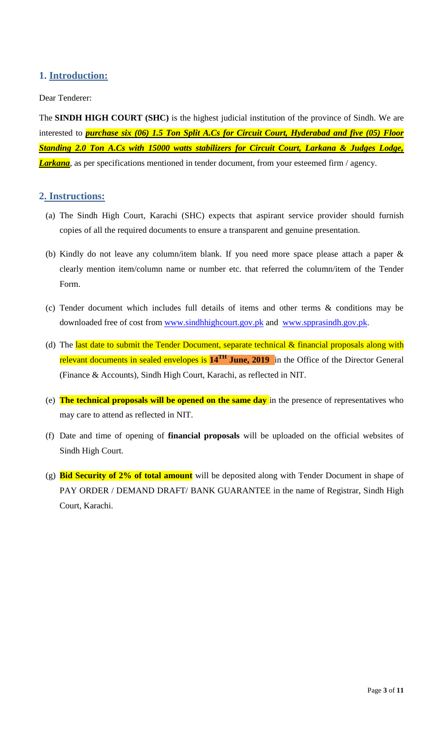## 1. Introduction:

Dear Tenderer:

The **SINDH HIGH COURT (SHC)** is the highest judicial institution of the province of Sindh. We are interested to ***purchase six (06) 1.5 Ton Split A.Cs for Circuit Court, Hyderabad and five (05) Floor Standing 2.0 Ton A.Cs with 15000 watts stabilizers for Circuit Court, Larkana & Judges Lodge, Larkana***, as per specifications mentioned in tender document, from your esteemed firm / agency.

## 2. Instructions:

(a) The Sindh High Court, Karachi (SHC) expects that aspirant service provider should furnish copies of all the required documents to ensure a transparent and genuine presentation.

(b) Kindly do not leave any column/item blank. If you need more space please attach a paper & clearly mention item/column name or number etc. that referred the column/item of the Tender Form.

(c) Tender document which includes full details of items and other terms & conditions may be downloaded free of cost from www.sindhhighcourt.gov.pk and www.spprasindh.gov.pk.

(d) The last date to submit the Tender Document, separate technical & financial proposals along with relevant documents in sealed envelopes is **14TH June, 2019** in the Office of the Director General (Finance & Accounts), Sindh High Court, Karachi, as reflected in NIT.

(e) **The technical proposals will be opened on the same day** in the presence of representatives who may care to attend as reflected in NIT.

(f) Date and time of opening of **financial proposals** will be uploaded on the official websites of Sindh High Court.

(g) **Bid Security of 2% of total amount** will be deposited along with Tender Document in shape of PAY ORDER / DEMAND DRAFT/ BANK GUARANTEE in the name of Registrar, Sindh High Court, Karachi.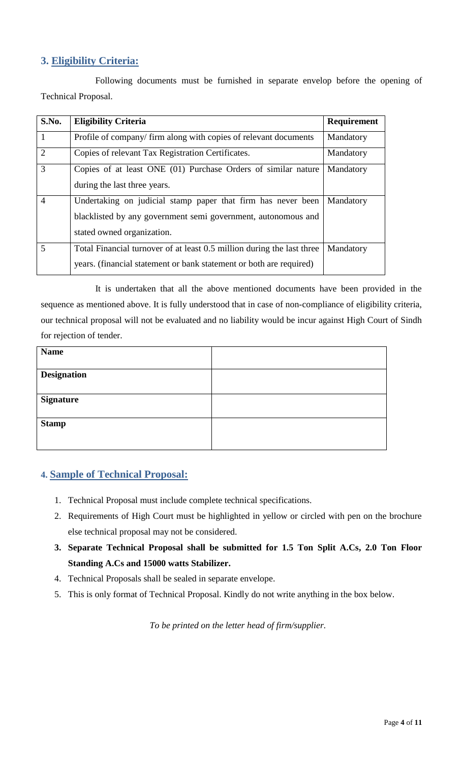## 3. Eligibility Criteria:

Following documents must be furnished in separate envelop before the opening of Technical Proposal.

| S.No. | Eligibility Criteria | Requirement |
|---|---|---|
| 1 | Profile of company/ firm along with copies of relevant documents | Mandatory |
| 2 | Copies of relevant Tax Registration Certificates. | Mandatory |
| 3 | Copies of at least ONE (01) Purchase Orders of similar nature during the last three years. | Mandatory |
| 4 | Undertaking on judicial stamp paper that firm has never been blacklisted by any government semi government, autonomous and stated owned organization. | Mandatory |
| 5 | Total Financial turnover of at least 0.5 million during the last three years. (financial statement or bank statement or both are required) | Mandatory |

It is undertaken that all the above mentioned documents have been provided in the sequence as mentioned above. It is fully understood that in case of non-compliance of eligibility criteria, our technical proposal will not be evaluated and no liability would be incur against High Court of Sindh for rejection of tender.

| **Name** | |
|---|---|
| **Designation** | |
| **Signature** | |
| **Stamp** | |

## 4. Sample of Technical Proposal:

1. Technical Proposal must include complete technical specifications.
2. Requirements of High Court must be highlighted in yellow or circled with pen on the brochure else technical proposal may not be considered.
3. **Separate Technical Proposal shall be submitted for 1.5 Ton Split A.Cs, 2.0 Ton Floor Standing A.Cs and 15000 watts Stabilizer.**
4. Technical Proposals shall be sealed in separate envelope.
5. This is only format of Technical Proposal. Kindly do not write anything in the box below.

*To be printed on the letter head of firm/supplier.*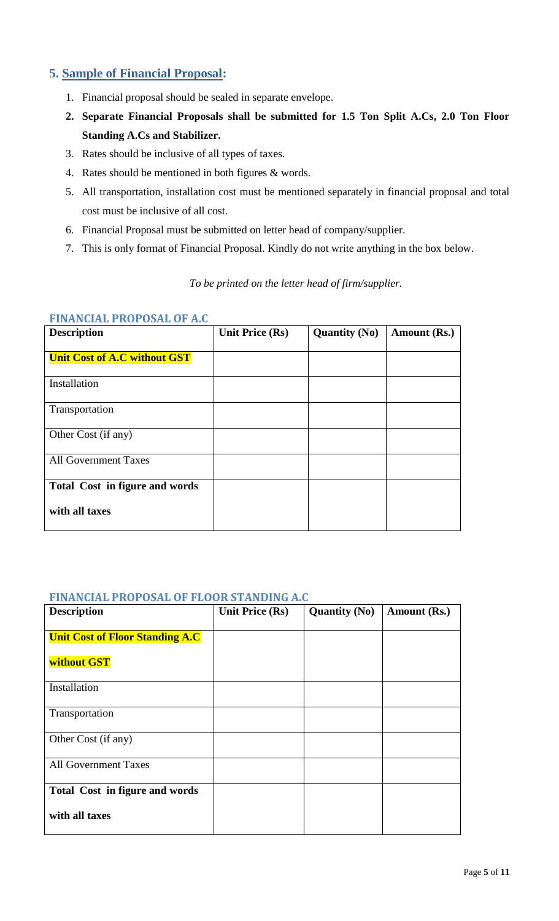## 5. Sample of Financial Proposal:

1. Financial proposal should be sealed in separate envelope.
2. **Separate Financial Proposals shall be submitted for 1.5 Ton Split A.Cs, 2.0 Ton Floor Standing A.Cs and Stabilizer.**
3. Rates should be inclusive of all types of taxes.
4. Rates should be mentioned in both figures & words.
5. All transportation, installation cost must be mentioned separately in financial proposal and total cost must be inclusive of all cost.
6. Financial Proposal must be submitted on letter head of company/supplier.
7. This is only format of Financial Proposal. Kindly do not write anything in the box below.

*To be printed on the letter head of firm/supplier.*

### FINANCIAL PROPOSAL OF A.C

| Description | Unit Price (Rs) | Quantity (No) | Amount (Rs.) |
|---|---|---|---|
| **Unit Cost of A.C without GST** | | | |
| Installation | | | |
| Transportation | | | |
| Other Cost (if any) | | | |
| All Government Taxes | | | |
| **Total Cost in figure and words with all taxes** | | | |

### FINANCIAL PROPOSAL OF FLOOR STANDING A.C

| Description | Unit Price (Rs) | Quantity (No) | Amount (Rs.) |
|---|---|---|---|
| **Unit Cost of Floor Standing A.C without GST** | | | |
| Installation | | | |
| Transportation | | | |
| Other Cost (if any) | | | |
| All Government Taxes | | | |
| **Total Cost in figure and words with all taxes** | | | |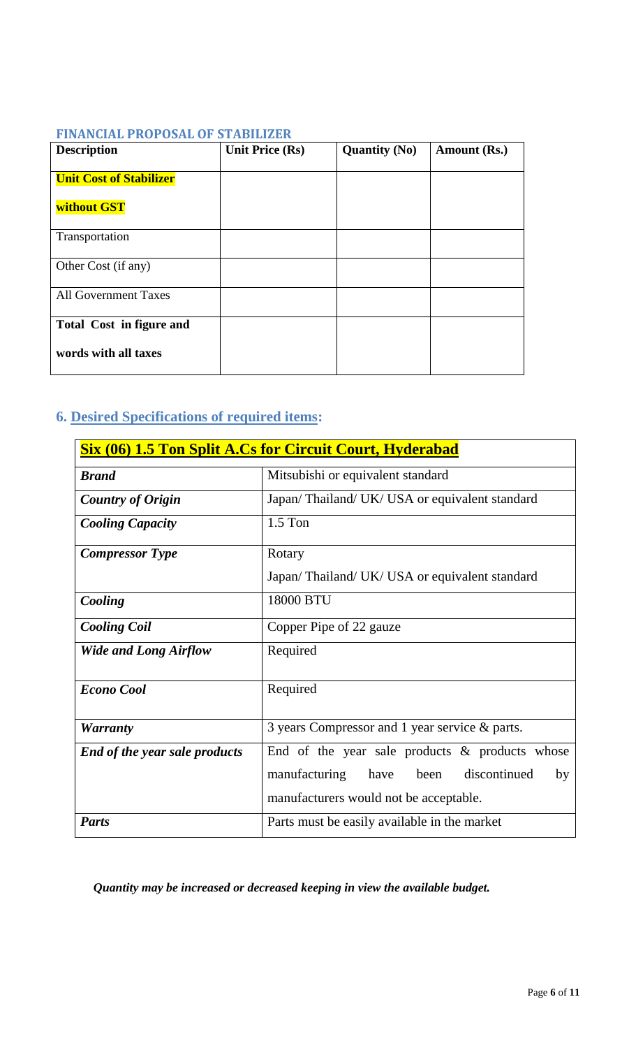### FINANCIAL PROPOSAL OF STABILIZER

| Description | Unit Price (Rs) | Quantity (No) | Amount (Rs.) |
|---|---|---|---|
| **Unit Cost of Stabilizer without GST** | | | |
| Transportation | | | |
| Other Cost (if any) | | | |
| All Government Taxes | | | |
| **Total Cost in figure and words with all taxes** | | | |

## 6. Desired Specifications of required items:

| **Six (06) 1.5 Ton Split A.Cs for Circuit Court, Hyderabad** | |
|---|---|
| ***Brand*** | Mitsubishi or equivalent standard |
| ***Country of Origin*** | Japan/ Thailand/ UK/ USA or equivalent standard |
| ***Cooling Capacity*** | 1.5 Ton |
| ***Compressor Type*** | Rotary<br>Japan/ Thailand/ UK/ USA or equivalent standard |
| ***Cooling*** | 18000 BTU |
| ***Cooling Coil*** | Copper Pipe of 22 gauze |
| ***Wide and Long Airflow*** | Required |
| ***Econo Cool*** | Required |
| ***Warranty*** | 3 years Compressor and 1 year service & parts. |
| ***End of the year sale products*** | End of the year sale products & products whose manufacturing have been discontinued by manufacturers would not be acceptable. |
| ***Parts*** | Parts must be easily available in the market |

***Quantity may be increased or decreased keeping in view the available budget.***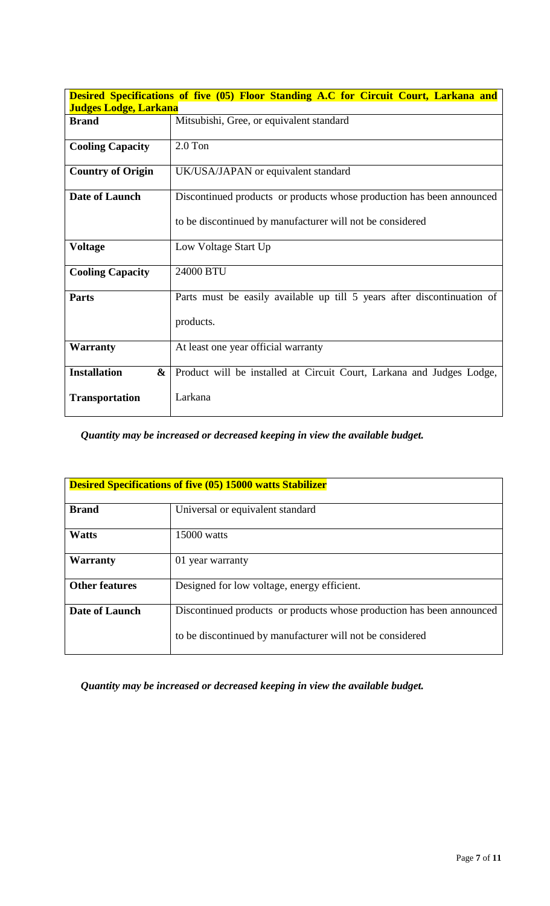| **Desired Specifications of five (05) Floor Standing A.C for Circuit Court, Larkana and Judges Lodge, Larkana** | |
|---|---|
| **Brand** | Mitsubishi, Gree, or equivalent standard |
| **Cooling Capacity** | 2.0 Ton |
| **Country of Origin** | UK/USA/JAPAN or equivalent standard |
| **Date of Launch** | Discontinued products or products whose production has been announced to be discontinued by manufacturer will not be considered |
| **Voltage** | Low Voltage Start Up |
| **Cooling Capacity** | 24000 BTU |
| **Parts** | Parts must be easily available up till 5 years after discontinuation of products. |
| **Warranty** | At least one year official warranty |
| **Installation & Transportation** | Product will be installed at Circuit Court, Larkana and Judges Lodge, Larkana |

***Quantity may be increased or decreased keeping in view the available budget.***

| **Desired Specifications of five (05) 15000 watts Stabilizer** | |
|---|---|
| **Brand** | Universal or equivalent standard |
| **Watts** | 15000 watts |
| **Warranty** | 01 year warranty |
| **Other features** | Designed for low voltage, energy efficient. |
| **Date of Launch** | Discontinued products or products whose production has been announced to be discontinued by manufacturer will not be considered |

***Quantity may be increased or decreased keeping in view the available budget.***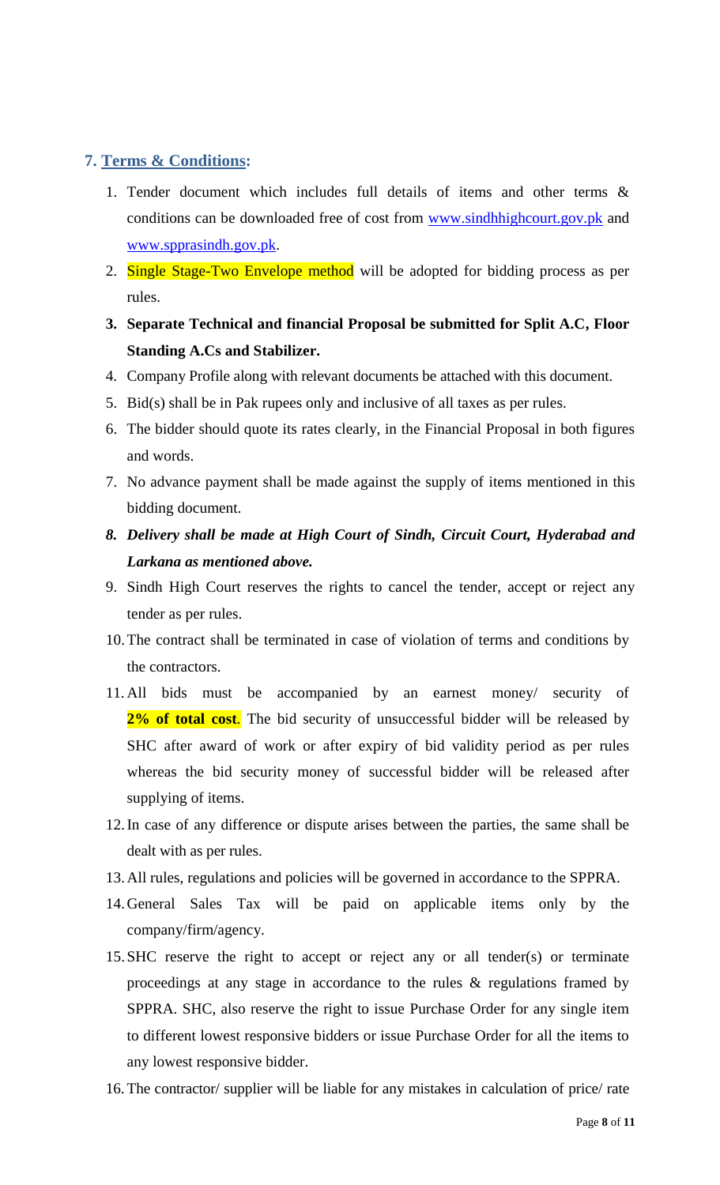## 7. Terms & Conditions:

1. Tender document which includes full details of items and other terms & conditions can be downloaded free of cost from www.sindhhighcourt.gov.pk and www.spprasindh.gov.pk.
2. Single Stage-Two Envelope method will be adopted for bidding process as per rules.
3. **Separate Technical and financial Proposal be submitted for Split A.C, Floor Standing A.Cs and Stabilizer.**
4. Company Profile along with relevant documents be attached with this document.
5. Bid(s) shall be in Pak rupees only and inclusive of all taxes as per rules.
6. The bidder should quote its rates clearly, in the Financial Proposal in both figures and words.
7. No advance payment shall be made against the supply of items mentioned in this bidding document.
8. ***Delivery shall be made at High Court of Sindh, Circuit Court, Hyderabad and Larkana as mentioned above.***
9. Sindh High Court reserves the rights to cancel the tender, accept or reject any tender as per rules.
10. The contract shall be terminated in case of violation of terms and conditions by the contractors.
11. All bids must be accompanied by an earnest money/ security of **2% of total cost**. The bid security of unsuccessful bidder will be released by SHC after award of work or after expiry of bid validity period as per rules whereas the bid security money of successful bidder will be released after supplying of items.
12. In case of any difference or dispute arises between the parties, the same shall be dealt with as per rules.
13. All rules, regulations and policies will be governed in accordance to the SPPRA.
14. General Sales Tax will be paid on applicable items only by the company/firm/agency.
15. SHC reserve the right to accept or reject any or all tender(s) or terminate proceedings at any stage in accordance to the rules & regulations framed by SPPRA. SHC, also reserve the right to issue Purchase Order for any single item to different lowest responsive bidders or issue Purchase Order for all the items to any lowest responsive bidder.
16. The contractor/ supplier will be liable for any mistakes in calculation of price/ rate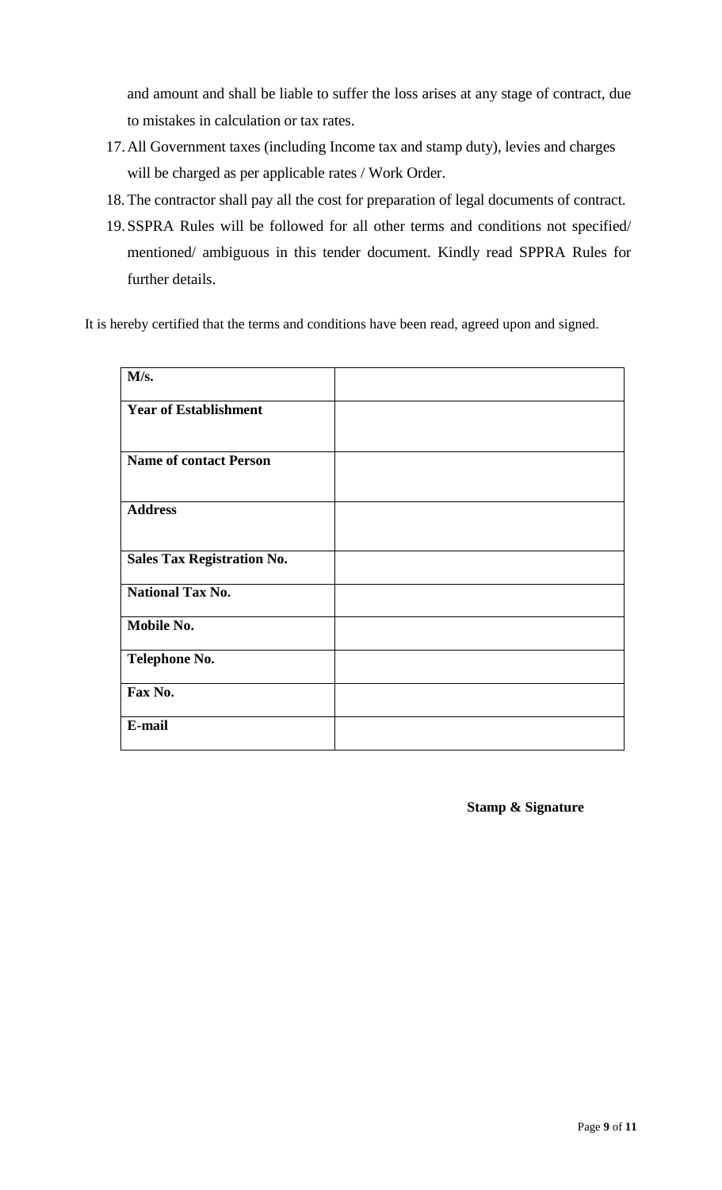and amount and shall be liable to suffer the loss arises at any stage of contract, due to mistakes in calculation or tax rates.

17. All Government taxes (including Income tax and stamp duty), levies and charges will be charged as per applicable rates / Work Order.
18. The contractor shall pay all the cost for preparation of legal documents of contract.
19. SSPRA Rules will be followed for all other terms and conditions not specified/ mentioned/ ambiguous in this tender document. Kindly read SPPRA Rules for further details.

It is hereby certified that the terms and conditions have been read, agreed upon and signed.

| **M/s.** | |
|---|---|
| **Year of Establishment** | |
| **Name of contact Person** | |
| **Address** | |
| **Sales Tax Registration No.** | |
| **National Tax No.** | |
| **Mobile No.** | |
| **Telephone No.** | |
| **Fax No.** | |
| **E-mail** | |

**Stamp & Signature**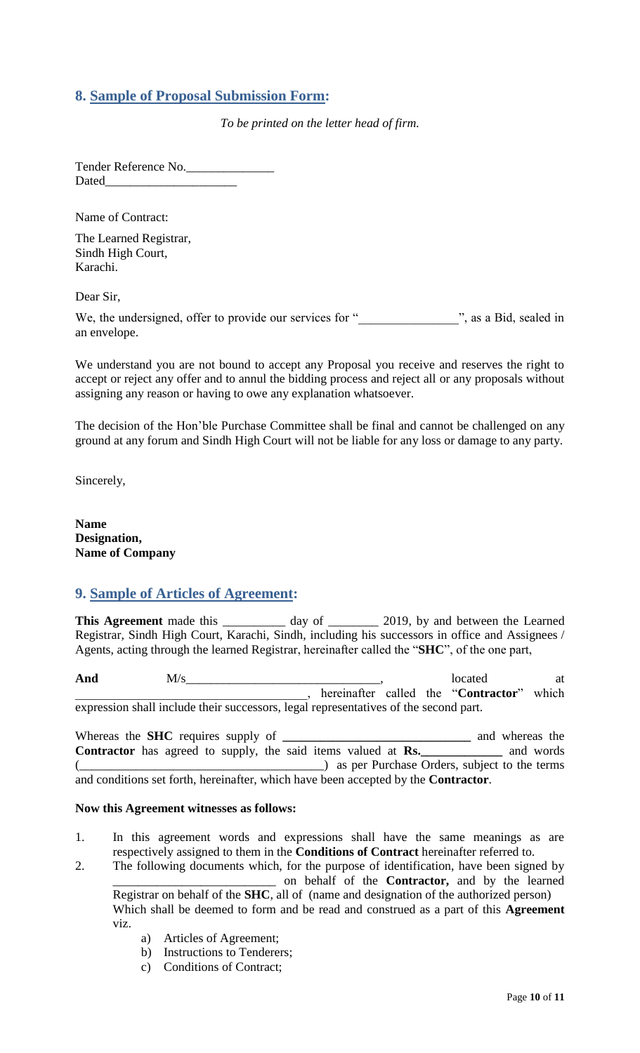## 8. Sample of Proposal Submission Form:

*To be printed on the letter head of firm.*

Tender Reference No.______________
Dated_____________________

Name of Contract:

The Learned Registrar,
Sindh High Court,
Karachi.

Dear Sir,

We, the undersigned, offer to provide our services for "________________", as a Bid, sealed in an envelope.

We understand you are not bound to accept any Proposal you receive and reserves the right to accept or reject any offer and to annul the bidding process and reject all or any proposals without assigning any reason or having to owe any explanation whatsoever.

The decision of the Hon'ble Purchase Committee shall be final and cannot be challenged on any ground at any forum and Sindh High Court will not be liable for any loss or damage to any party.

Sincerely,

**Name**
**Designation,**
**Name of Company**

## 9. Sample of Articles of Agreement:

**This Agreement** made this __________ day of ________ 2019, by and between the Learned Registrar, Sindh High Court, Karachi, Sindh, including his successors in office and Assignees / Agents, acting through the learned Registrar, hereinafter called the "**SHC**", of the one part,

**And** M/s_______________________________, located at ____________________________________, hereinafter called the "**Contractor**" which expression shall include their successors, legal representatives of the second part.

Whereas the **SHC** requires supply of **______________________________** and whereas the **Contractor** has agreed to supply, the said items valued at **Rs.______________** and words (______________________________________) as per Purchase Orders, subject to the terms and conditions set forth, hereinafter, which have been accepted by the **Contractor**.

**Now this Agreement witnesses as follows:**

1. In this agreement words and expressions shall have the same meanings as are respectively assigned to them in the **Conditions of Contract** hereinafter referred to.
2. The following documents which, for the purpose of identification, have been signed by __________________________ on behalf of the **Contractor,** and by the learned Registrar on behalf of the **SHC**, all of (name and designation of the authorized person) Which shall be deemed to form and be read and construed as a part of this **Agreement** viz.
    a) Articles of Agreement;
    b) Instructions to Tenderers;
    c) Conditions of Contract;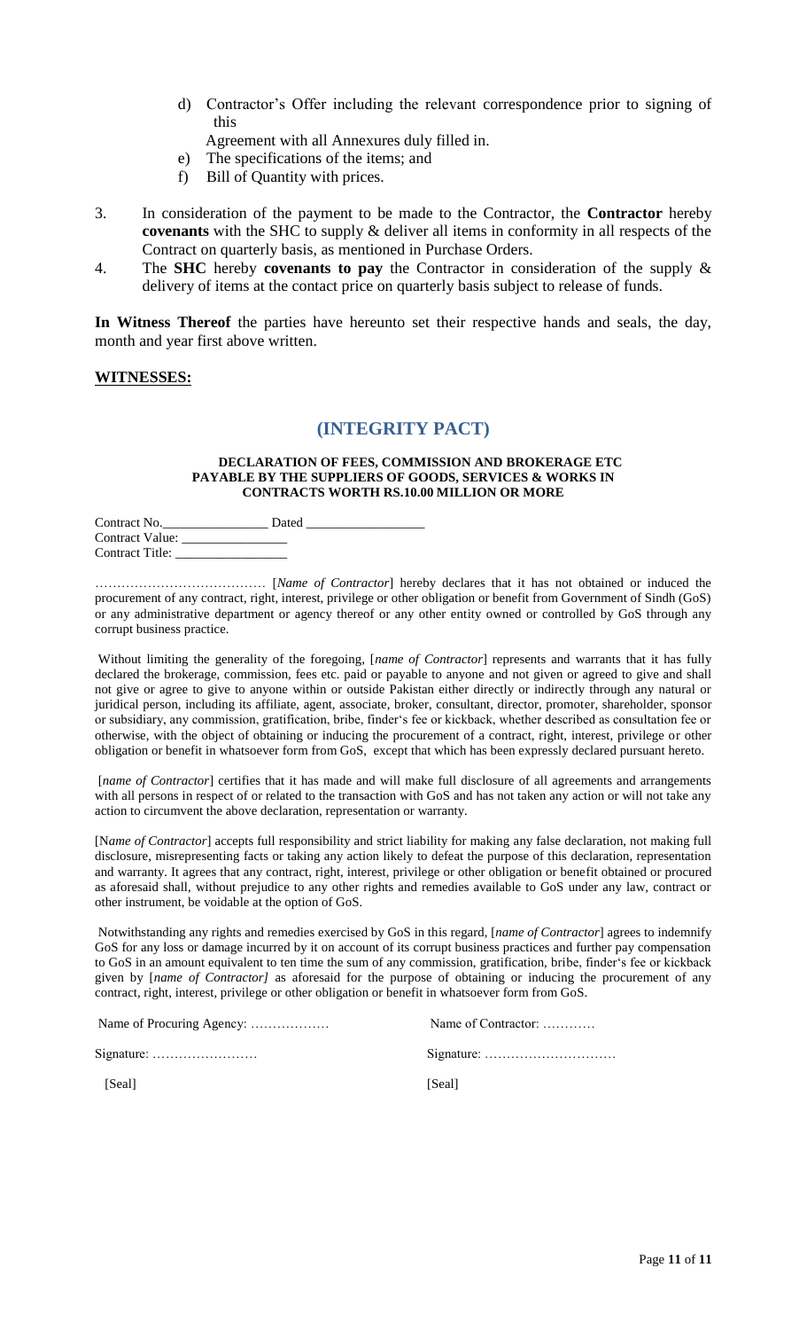d) Contractor's Offer including the relevant correspondence prior to signing of this
   Agreement with all Annexures duly filled in.
e) The specifications of the items; and
f) Bill of Quantity with prices.

3. In consideration of the payment to be made to the Contractor, the **Contractor** hereby **covenants** with the SHC to supply & deliver all items in conformity in all respects of the Contract on quarterly basis, as mentioned in Purchase Orders.
4. The **SHC** hereby **covenants to pay** the Contractor in consideration of the supply & delivery of items at the contact price on quarterly basis subject to release of funds.

**In Witness Thereof** the parties have hereunto set their respective hands and seals, the day, month and year first above written.

**WITNESSES:**

## (INTEGRITY PACT)

**DECLARATION OF FEES, COMMISSION AND BROKERAGE ETC PAYABLE BY THE SUPPLIERS OF GOODS, SERVICES & WORKS IN CONTRACTS WORTH RS.10.00 MILLION OR MORE**

Contract No.________________ Dated __________________
Contract Value: ________________
Contract Title: _________________

………………………………… [*Name of Contractor*] hereby declares that it has not obtained or induced the procurement of any contract, right, interest, privilege or other obligation or benefit from Government of Sindh (GoS) or any administrative department or agency thereof or any other entity owned or controlled by GoS through any corrupt business practice.

Without limiting the generality of the foregoing, [*name of Contractor*] represents and warrants that it has fully declared the brokerage, commission, fees etc. paid or payable to anyone and not given or agreed to give and shall not give or agree to give to anyone within or outside Pakistan either directly or indirectly through any natural or juridical person, including its affiliate, agent, associate, broker, consultant, director, promoter, shareholder, sponsor or subsidiary, any commission, gratification, bribe, finder's fee or kickback, whether described as consultation fee or otherwise, with the object of obtaining or inducing the procurement of a contract, right, interest, privilege or other obligation or benefit in whatsoever form from GoS, except that which has been expressly declared pursuant hereto.

[*name of Contractor*] certifies that it has made and will make full disclosure of all agreements and arrangements with all persons in respect of or related to the transaction with GoS and has not taken any action or will not take any action to circumvent the above declaration, representation or warranty.

[N*ame of Contractor*] accepts full responsibility and strict liability for making any false declaration, not making full disclosure, misrepresenting facts or taking any action likely to defeat the purpose of this declaration, representation and warranty. It agrees that any contract, right, interest, privilege or other obligation or benefit obtained or procured as aforesaid shall, without prejudice to any other rights and remedies available to GoS under any law, contract or other instrument, be voidable at the option of GoS.

Notwithstanding any rights and remedies exercised by GoS in this regard, [*name of Contractor*] agrees to indemnify GoS for any loss or damage incurred by it on account of its corrupt business practices and further pay compensation to GoS in an amount equivalent to ten time the sum of any commission, gratification, bribe, finder's fee or kickback given by [*name of Contractor]* as aforesaid for the purpose of obtaining or inducing the procurement of any contract, right, interest, privilege or other obligation or benefit in whatsoever form from GoS.

| | |
|---|---|
| Name of Procuring Agency: ……………… | Name of Contractor: ………… |
| Signature: …………………… | Signature: ………………………… |
| [Seal] | [Seal] |